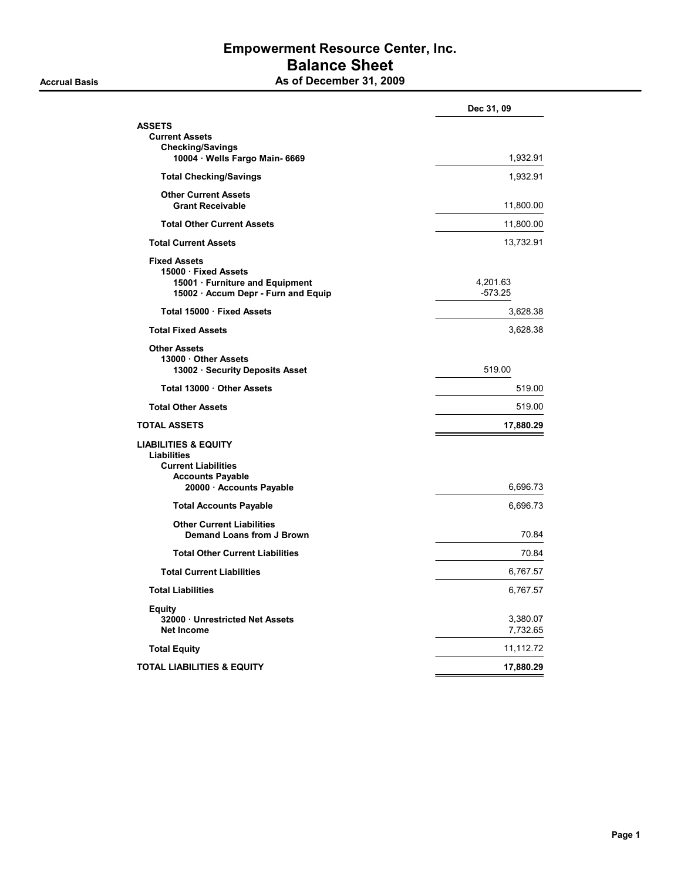# Empowerment Resource Center, Inc.

## Balance Sheet

**Accrual Basis** — **As of December 31, 2009**

| | | Dec 31, 09 |
|---|---|---|
| **ASSETS** | | |
| **Current Assets** | | |
| **Checking/Savings** | | |
| **10004 · Wells Fargo Main- 6669** | | 1,932.91 |
| **Total Checking/Savings** | | 1,932.91 |
| **Other Current Assets** | | |
| **Grant Receivable** | | 11,800.00 |
| **Total Other Current Assets** | | 11,800.00 |
| **Total Current Assets** | | 13,732.91 |
| **Fixed Assets** | | |
| **15000 · Fixed Assets** | | |
| **15001 · Furniture and Equipment** | 4,201.63 | |
| **15002 · Accum Depr - Furn and Equip** | -573.25 | |
| **Total 15000 · Fixed Assets** | | 3,628.38 |
| **Total Fixed Assets** | | 3,628.38 |
| **Other Assets** | | |
| **13000 · Other Assets** | | |
| **13002 · Security Deposits Asset** | 519.00 | |
| **Total 13000 · Other Assets** | | 519.00 |
| **Total Other Assets** | | 519.00 |
| **TOTAL ASSETS** | | **17,880.29** |
| **LIABILITIES & EQUITY** | | |
| **Liabilities** | | |
| **Current Liabilities** | | |
| **Accounts Payable** | | |
| **20000 · Accounts Payable** | | 6,696.73 |
| **Total Accounts Payable** | | 6,696.73 |
| **Other Current Liabilities** | | |
| **Demand Loans from J Brown** | | 70.84 |
| **Total Other Current Liabilities** | | 70.84 |
| **Total Current Liabilities** | | 6,767.57 |
| **Total Liabilities** | | 6,767.57 |
| **Equity** | | |
| **32000 · Unrestricted Net Assets** | | 3,380.07 |
| **Net Income** | | 7,732.65 |
| **Total Equity** | | 11,112.72 |
| **TOTAL LIABILITIES & EQUITY** | | **17,880.29** |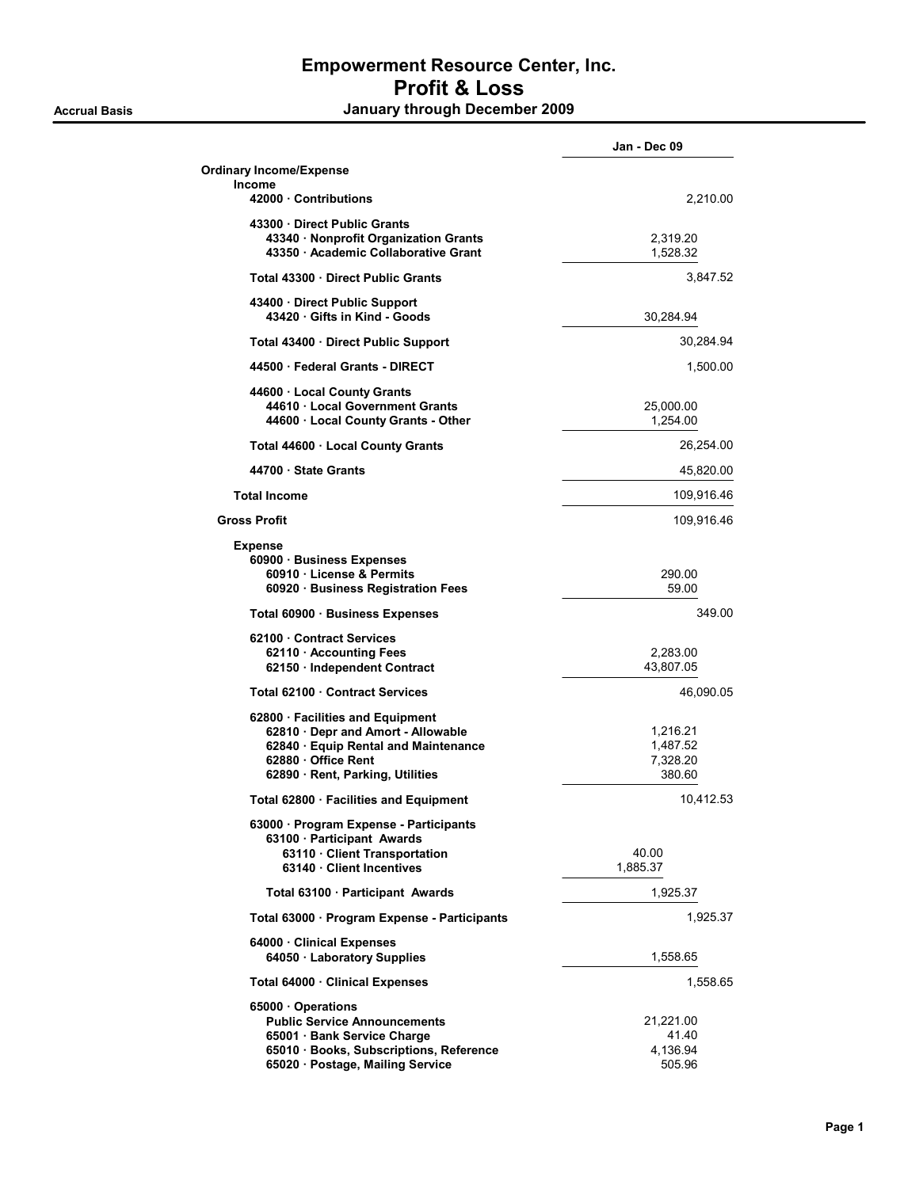# Empowerment Resource Center, Inc.
## Profit & Loss
### January through December 2009

**Accrual Basis**

| | | Jan - Dec 09 |
|---|---|---|
| **Ordinary Income/Expense** | | |
| **Income** | | |
| 42000 · Contributions | | 2,210.00 |
| 43300 · Direct Public Grants | | |
| 43340 · Nonprofit Organization Grants | 2,319.20 | |
| 43350 · Academic Collaborative Grant | 1,528.32 | |
| Total 43300 · Direct Public Grants | | 3,847.52 |
| 43400 · Direct Public Support | | |
| 43420 · Gifts in Kind - Goods | 30,284.94 | |
| Total 43400 · Direct Public Support | | 30,284.94 |
| 44500 · Federal Grants - DIRECT | | 1,500.00 |
| 44600 · Local County Grants | | |
| 44610 · Local Government Grants | 25,000.00 | |
| 44600 · Local County Grants - Other | 1,254.00 | |
| Total 44600 · Local County Grants | | 26,254.00 |
| 44700 · State Grants | | 45,820.00 |
| **Total Income** | | 109,916.46 |
| **Gross Profit** | | 109,916.46 |
| **Expense** | | |
| 60900 · Business Expenses | | |
| 60910 · License & Permits | 290.00 | |
| 60920 · Business Registration Fees | 59.00 | |
| Total 60900 · Business Expenses | | 349.00 |
| 62100 · Contract Services | | |
| 62110 · Accounting Fees | 2,283.00 | |
| 62150 · Independent Contract | 43,807.05 | |
| Total 62100 · Contract Services | | 46,090.05 |
| 62800 · Facilities and Equipment | | |
| 62810 · Depr and Amort - Allowable | 1,216.21 | |
| 62840 · Equip Rental and Maintenance | 1,487.52 | |
| 62880 · Office Rent | 7,328.20 | |
| 62890 · Rent, Parking, Utilities | 380.60 | |
| Total 62800 · Facilities and Equipment | | 10,412.53 |
| 63000 · Program Expense - Participants | | |
| 63100 · Participant Awards | | |
| 63110 · Client Transportation | 40.00 | |
| 63140 · Client Incentives | 1,885.37 | |
| Total 63100 · Participant Awards | 1,925.37 | |
| Total 63000 · Program Expense - Participants | | 1,925.37 |
| 64000 · Clinical Expenses | | |
| 64050 · Laboratory Supplies | 1,558.65 | |
| Total 64000 · Clinical Expenses | | 1,558.65 |
| 65000 · Operations | | |
| Public Service Announcements | 21,221.00 | |
| 65001 · Bank Service Charge | 41.40 | |
| 65010 · Books, Subscriptions, Reference | 4,136.94 | |
| 65020 · Postage, Mailing Service | 505.96 | |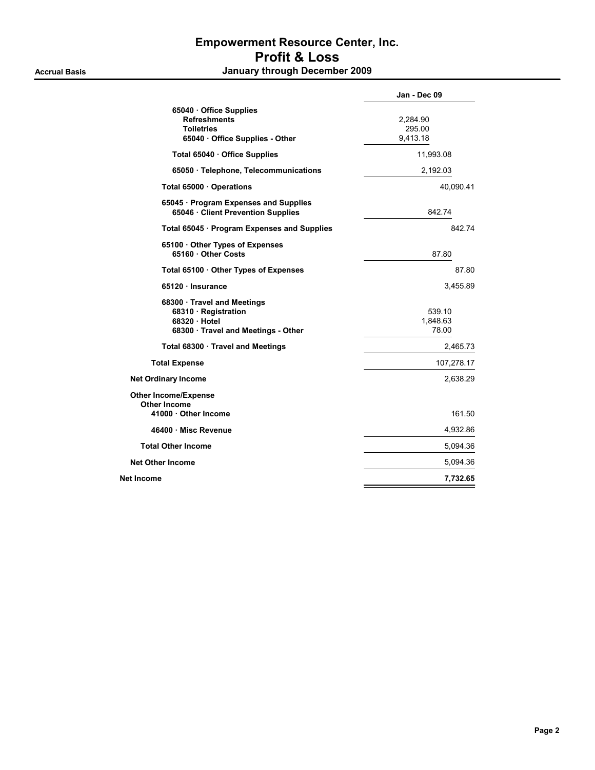# Empowerment Resource Center, Inc.
## Profit & Loss
### January through December 2009

**Accrual Basis**

| | Jan - Dec 09 | |
|---|---|---|
| **65040 · Office Supplies** | | |
| **Refreshments** | 2,284.90 | |
| **Toiletries** | 295.00 | |
| **65040 · Office Supplies - Other** | 9,413.18 | |
| **Total 65040 · Office Supplies** | 11,993.08 | |
| **65050 · Telephone, Telecommunications** | 2,192.03 | |
| **Total 65000 · Operations** | | 40,090.41 |
| **65045 · Program Expenses and Supplies** | | |
| **65046 · Client Prevention Supplies** | 842.74 | |
| **Total 65045 · Program Expenses and Supplies** | | 842.74 |
| **65100 · Other Types of Expenses** | | |
| **65160 · Other Costs** | 87.80 | |
| **Total 65100 · Other Types of Expenses** | | 87.80 |
| **65120 · Insurance** | | 3,455.89 |
| **68300 · Travel and Meetings** | | |
| **68310 · Registration** | 539.10 | |
| **68320 · Hotel** | 1,848.63 | |
| **68300 · Travel and Meetings - Other** | 78.00 | |
| **Total 68300 · Travel and Meetings** | | 2,465.73 |
| **Total Expense** | | 107,278.17 |
| **Net Ordinary Income** | | 2,638.29 |
| **Other Income/Expense** | | |
| **Other Income** | | |
| **41000 · Other Income** | | 161.50 |
| **46400 · Misc Revenue** | | 4,932.86 |
| **Total Other Income** | | 5,094.36 |
| **Net Other Income** | | 5,094.36 |
| **Net Income** | | **7,732.65** |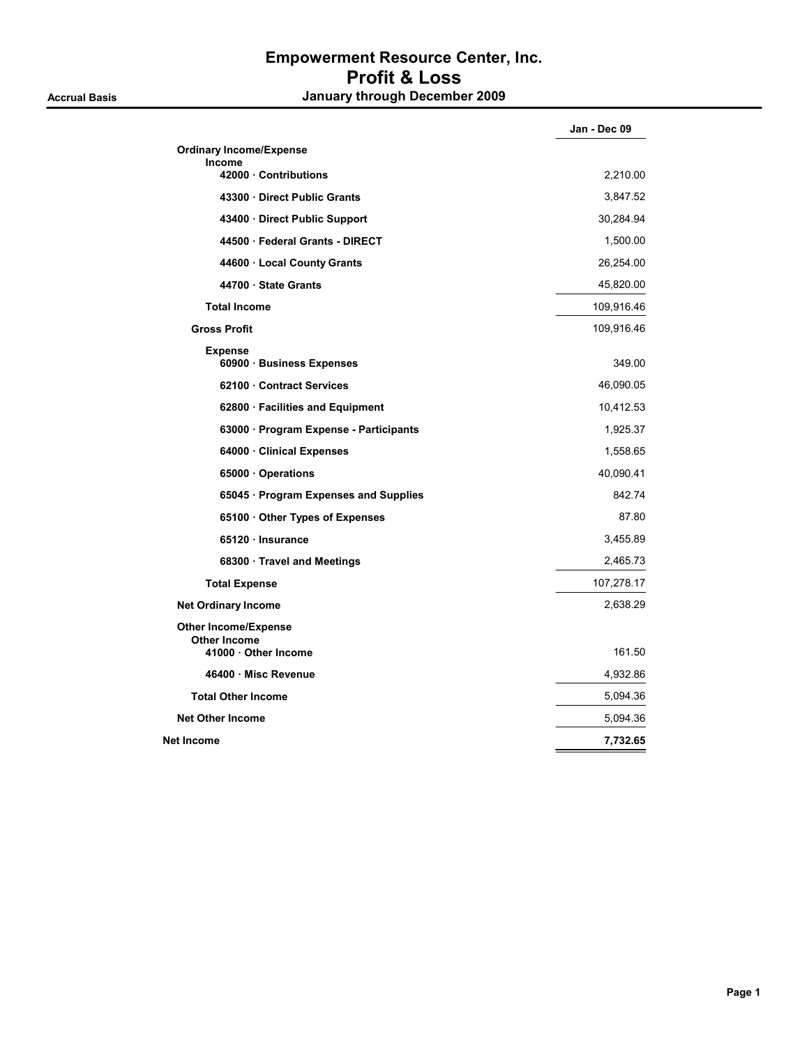# Empowerment Resource Center, Inc.
## Profit & Loss
### January through December 2009

**Accrual Basis**

| | Jan - Dec 09 |
|---|---|
| **Ordinary Income/Expense** | |
| **Income** | |
| **42000 · Contributions** | 2,210.00 |
| **43300 · Direct Public Grants** | 3,847.52 |
| **43400 · Direct Public Support** | 30,284.94 |
| **44500 · Federal Grants - DIRECT** | 1,500.00 |
| **44600 · Local County Grants** | 26,254.00 |
| **44700 · State Grants** | 45,820.00 |
| **Total Income** | 109,916.46 |
| **Gross Profit** | 109,916.46 |
| **Expense** | |
| **60900 · Business Expenses** | 349.00 |
| **62100 · Contract Services** | 46,090.05 |
| **62800 · Facilities and Equipment** | 10,412.53 |
| **63000 · Program Expense - Participants** | 1,925.37 |
| **64000 · Clinical Expenses** | 1,558.65 |
| **65000 · Operations** | 40,090.41 |
| **65045 · Program Expenses and Supplies** | 842.74 |
| **65100 · Other Types of Expenses** | 87.80 |
| **65120 · Insurance** | 3,455.89 |
| **68300 · Travel and Meetings** | 2,465.73 |
| **Total Expense** | 107,278.17 |
| **Net Ordinary Income** | 2,638.29 |
| **Other Income/Expense** | |
| **Other Income** | |
| **41000 · Other Income** | 161.50 |
| **46400 · Misc Revenue** | 4,932.86 |
| **Total Other Income** | 5,094.36 |
| **Net Other Income** | 5,094.36 |
| **Net Income** | **7,732.65** |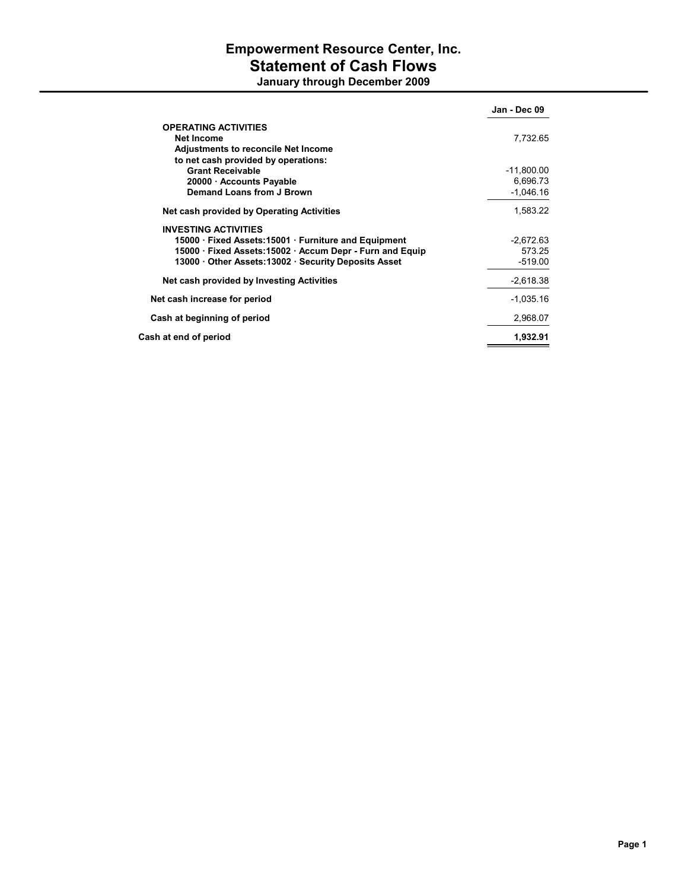# Empowerment Resource Center, Inc.
## Statement of Cash Flows
### January through December 2009

| | Jan - Dec 09 |
|---|---|
| **OPERATING ACTIVITIES** | |
| **Net Income** | 7,732.65 |
| **Adjustments to reconcile Net Income** | |
| **to net cash provided by operations:** | |
| **Grant Receivable** | -11,800.00 |
| **20000 · Accounts Payable** | 6,696.73 |
| **Demand Loans from J Brown** | -1,046.16 |
| **Net cash provided by Operating Activities** | 1,583.22 |
| **INVESTING ACTIVITIES** | |
| **15000 · Fixed Assets:15001 · Furniture and Equipment** | -2,672.63 |
| **15000 · Fixed Assets:15002 · Accum Depr - Furn and Equip** | 573.25 |
| **13000 · Other Assets:13002 · Security Deposits Asset** | -519.00 |
| **Net cash provided by Investing Activities** | -2,618.38 |
| **Net cash increase for period** | -1,035.16 |
| **Cash at beginning of period** | 2,968.07 |
| **Cash at end of period** | **1,932.91** |